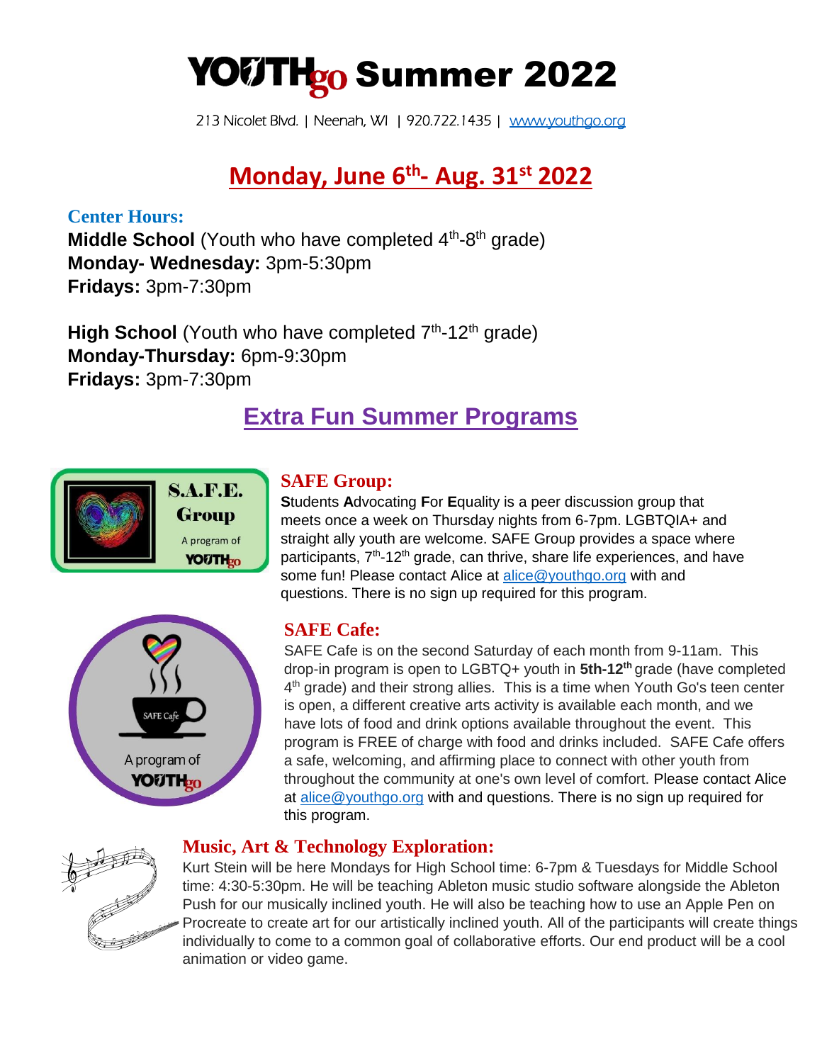# YOUTHgo Summer 2022

213 Nicolet Blvd. | Neenah, WI | 920.722.1435 | www.youthgo.org

## Monday, June 6th- Aug. 31st 2022

**Center Hours:**

**Middle School** (Youth who have completed 4th-8th grade)
**Monday- Wednesday:** 3pm-5:30pm
**Fridays:** 3pm-7:30pm

**High School** (Youth who have completed 7th-12th grade)
**Monday-Thursday:** 6pm-9:30pm
**Fridays:** 3pm-7:30pm

## Extra Fun Summer Programs

### SAFE Group:

**S**tudents **A**dvocating **F**or **E**quality is a peer discussion group that meets once a week on Thursday nights from 6-7pm. LGBTQIA+ and straight ally youth are welcome. SAFE Group provides a space where participants, 7th-12th grade, can thrive, share life experiences, and have some fun! Please contact Alice at alice@youthgo.org with and questions. There is no sign up required for this program.

### SAFE Cafe:

SAFE Cafe is on the second Saturday of each month from 9-11am. This drop-in program is open to LGBTQ+ youth in **5th-12th** grade (have completed 4th grade) and their strong allies. This is a time when Youth Go's teen center is open, a different creative arts activity is available each month, and we have lots of food and drink options available throughout the event. This program is FREE of charge with food and drinks included. SAFE Cafe offers a safe, welcoming, and affirming place to connect with other youth from throughout the community at one's own level of comfort. Please contact Alice at alice@youthgo.org with and questions. There is no sign up required for this program.

### Music, Art & Technology Exploration:

Kurt Stein will be here Mondays for High School time: 6-7pm & Tuesdays for Middle School time: 4:30-5:30pm. He will be teaching Ableton music studio software alongside the Ableton Push for our musically inclined youth. He will also be teaching how to use an Apple Pen on Procreate to create art for our artistically inclined youth. All of the participants will create things individually to come to a common goal of collaborative efforts. Our end product will be a cool animation or video game.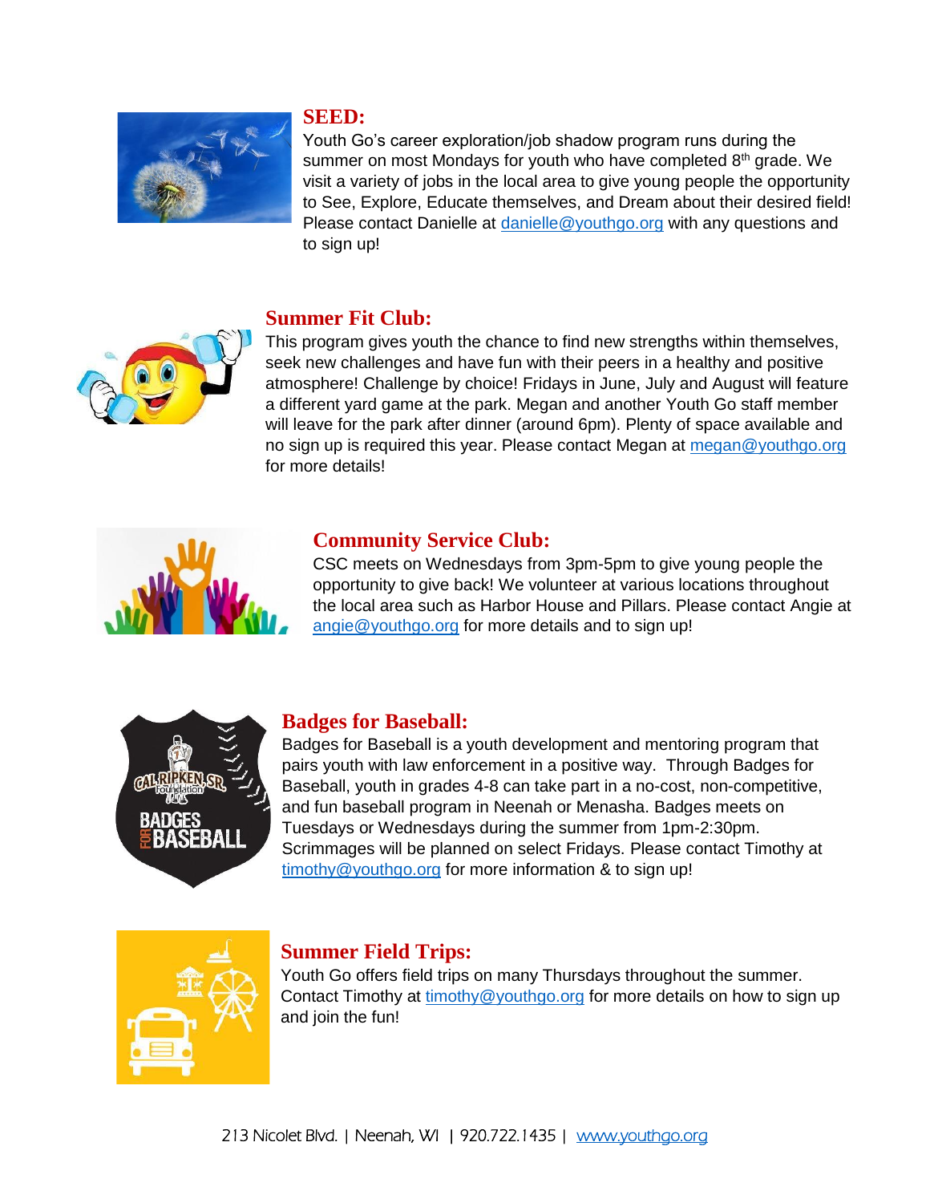## SEED:

Youth Go's career exploration/job shadow program runs during the summer on most Mondays for youth who have completed 8th grade. We visit a variety of jobs in the local area to give young people the opportunity to See, Explore, Educate themselves, and Dream about their desired field! Please contact Danielle at danielle@youthgo.org with any questions and to sign up!

## Summer Fit Club:

This program gives youth the chance to find new strengths within themselves, seek new challenges and have fun with their peers in a healthy and positive atmosphere! Challenge by choice! Fridays in June, July and August will feature a different yard game at the park. Megan and another Youth Go staff member will leave for the park after dinner (around 6pm). Plenty of space available and no sign up is required this year. Please contact Megan at megan@youthgo.org for more details!

## Community Service Club:

CSC meets on Wednesdays from 3pm-5pm to give young people the opportunity to give back! We volunteer at various locations throughout the local area such as Harbor House and Pillars. Please contact Angie at angie@youthgo.org for more details and to sign up!

## Badges for Baseball:

Badges for Baseball is a youth development and mentoring program that pairs youth with law enforcement in a positive way. Through Badges for Baseball, youth in grades 4-8 can take part in a no-cost, non-competitive, and fun baseball program in Neenah or Menasha. Badges meets on Tuesdays or Wednesdays during the summer from 1pm-2:30pm. Scrimmages will be planned on select Fridays. Please contact Timothy at timothy@youthgo.org for more information & to sign up!

## Summer Field Trips:

Youth Go offers field trips on many Thursdays throughout the summer. Contact Timothy at timothy@youthgo.org for more details on how to sign up and join the fun!

213 Nicolet Blvd. | Neenah, WI | 920.722.1435 | www.youthgo.org